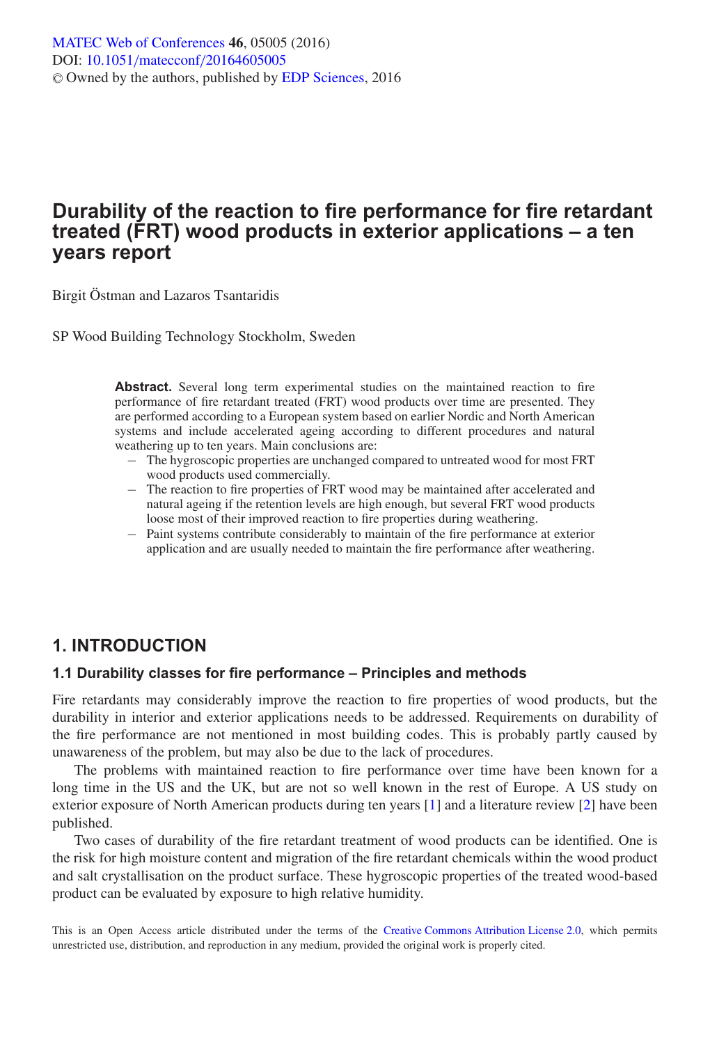# Durability of the reaction to fire performance for fire retardant treated (FRT) wood products in exterior applications – a ten years report

Birgit Östman and Lazaros Tsantaridis

SP Wood Building Technology Stockholm, Sweden

**Abstract.** Several long term experimental studies on the maintained reaction to fire performance of fire retardant treated (FRT) wood products over time are presented. They are performed according to a European system based on earlier Nordic and North American systems and include accelerated ageing according to different procedures and natural weathering up to ten years. Main conclusions are:

- The hygroscopic properties are unchanged compared to untreated wood for most FRT wood products used commercially.
- The reaction to fire properties of FRT wood may be maintained after accelerated and natural ageing if the retention levels are high enough, but several FRT wood products loose most of their improved reaction to fire properties during weathering.
- Paint systems contribute considerably to maintain of the fire performance at exterior application and are usually needed to maintain the fire performance after weathering.

## 1. INTRODUCTION

### 1.1 Durability classes for fire performance – Principles and methods

Fire retardants may considerably improve the reaction to fire properties of wood products, but the durability in interior and exterior applications needs to be addressed. Requirements on durability of the fire performance are not mentioned in most building codes. This is probably partly caused by unawareness of the problem, but may also be due to the lack of procedures.

The problems with maintained reaction to fire performance over time have been known for a long time in the US and the UK, but are not so well known in the rest of Europe. A US study on exterior exposure of North American products during ten years [1] and a literature review [2] have been published.

Two cases of durability of the fire retardant treatment of wood products can be identified. One is the risk for high moisture content and migration of the fire retardant chemicals within the wood product and salt crystallisation on the product surface. These hygroscopic properties of the treated wood-based product can be evaluated by exposure to high relative humidity.

This is an Open Access article distributed under the terms of the Creative Commons Attribution License 2.0, which permits unrestricted use, distribution, and reproduction in any medium, provided the original work is properly cited.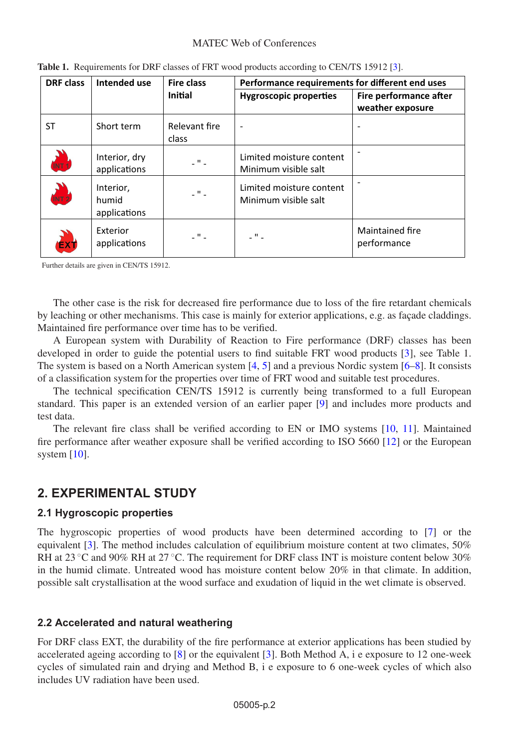**Table 1.** Requirements for DRF classes of FRT wood products according to CEN/TS 15912 [3].

| DRF class | Intended use | Fire class Initial | Performance requirements for different end uses | |
|---|---|---|---|---|
| | | | Hygroscopic properties | Fire performance after weather exposure |
| ST | Short term | Relevant fire class | - | - |
| INT 1 | Interior, dry applications | - " - | Limited moisture content Minimum visible salt | - |
| INT 2 | Interior, humid applications | - " - | Limited moisture content Minimum visible salt | - |
| EXT | Exterior applications | - " - | - " - | Maintained fire performance |

Further details are given in CEN/TS 15912.

The other case is the risk for decreased fire performance due to loss of the fire retardant chemicals by leaching or other mechanisms. This case is mainly for exterior applications, e.g. as façade claddings. Maintained fire performance over time has to be verified.

A European system with Durability of Reaction to Fire performance (DRF) classes has been developed in order to guide the potential users to find suitable FRT wood products [3], see Table 1. The system is based on a North American system [4, 5] and a previous Nordic system [6–8]. It consists of a classification system for the properties over time of FRT wood and suitable test procedures.

The technical specification CEN/TS 15912 is currently being transformed to a full European standard. This paper is an extended version of an earlier paper [9] and includes more products and test data.

The relevant fire class shall be verified according to EN or IMO systems [10, 11]. Maintained fire performance after weather exposure shall be verified according to ISO 5660 [12] or the European system [10].

## 2. EXPERIMENTAL STUDY

### 2.1 Hygroscopic properties

The hygroscopic properties of wood products have been determined according to [7] or the equivalent [3]. The method includes calculation of equilibrium moisture content at two climates, 50% RH at 23 °C and 90% RH at 27 °C. The requirement for DRF class INT is moisture content below 30% in the humid climate. Untreated wood has moisture content below 20% in that climate. In addition, possible salt crystallisation at the wood surface and exudation of liquid in the wet climate is observed.

### 2.2 Accelerated and natural weathering

For DRF class EXT, the durability of the fire performance at exterior applications has been studied by accelerated ageing according to [8] or the equivalent [3]. Both Method A, i e exposure to 12 one-week cycles of simulated rain and drying and Method B, i e exposure to 6 one-week cycles of which also includes UV radiation have been used.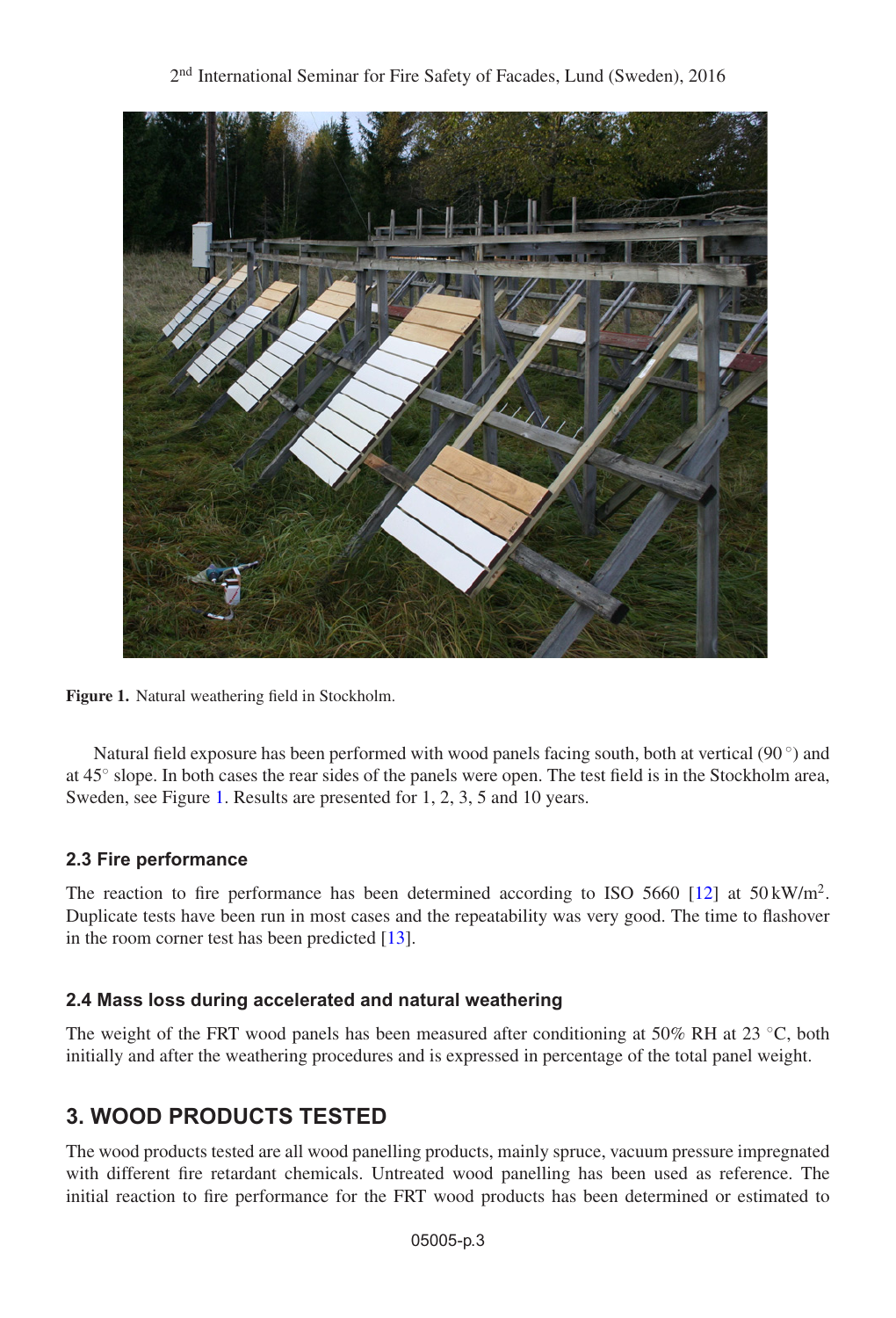Figure 1. Natural weathering field in Stockholm.

Natural field exposure has been performed with wood panels facing south, both at vertical (90 °) and at 45° slope. In both cases the rear sides of the panels were open. The test field is in the Stockholm area, Sweden, see Figure 1. Results are presented for 1, 2, 3, 5 and 10 years.

### 2.3 Fire performance

The reaction to fire performance has been determined according to ISO 5660 [12] at 50 kW/m$^2$. Duplicate tests have been run in most cases and the repeatability was very good. The time to flashover in the room corner test has been predicted [13].

### 2.4 Mass loss during accelerated and natural weathering

The weight of the FRT wood panels has been measured after conditioning at 50% RH at 23 °C, both initially and after the weathering procedures and is expressed in percentage of the total panel weight.

## 3. WOOD PRODUCTS TESTED

The wood products tested are all wood panelling products, mainly spruce, vacuum pressure impregnated with different fire retardant chemicals. Untreated wood panelling has been used as reference. The initial reaction to fire performance for the FRT wood products has been determined or estimated to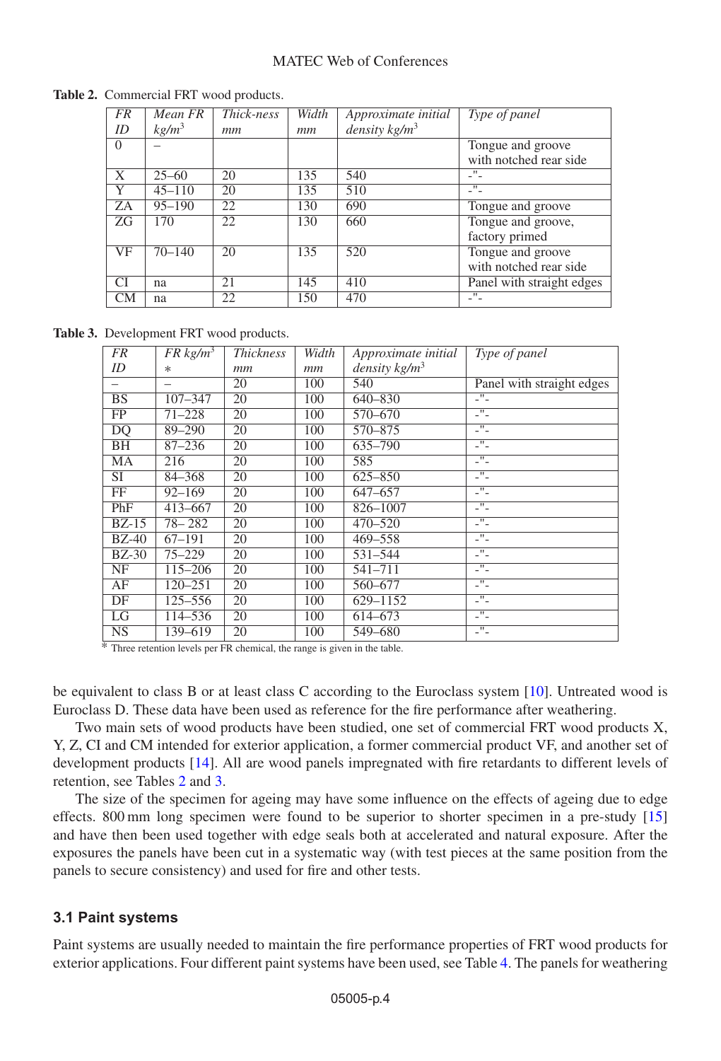**Table 2.** Commercial FRT wood products.

| *FR ID* | *Mean FR kg/m³* | *Thick-ness mm* | *Width mm* | *Approximate initial density kg/m³* | *Type of panel* |
|---|---|---|---|---|---|
| 0 | – | | | | Tongue and groove with notched rear side |
| X | 25–60 | 20 | 135 | 540 | -"- |
| Y | 45–110 | 20 | 135 | 510 | -"- |
| ZA | 95–190 | 22 | 130 | 690 | Tongue and groove |
| ZG | 170 | 22 | 130 | 660 | Tongue and groove, factory primed |
| VF | 70–140 | 20 | 135 | 520 | Tongue and groove with notched rear side |
| CI | na | 21 | 145 | 410 | Panel with straight edges |
| CM | na | 22 | 150 | 470 | -"- |

**Table 3.** Development FRT wood products.

| *FR ID* | *FR kg/m³ ** | *Thickness mm* | *Width mm* | *Approximate initial density kg/m³* | *Type of panel* |
|---|---|---|---|---|---|
| – | – | 20 | 100 | 540 | Panel with straight edges |
| BS | 107–347 | 20 | 100 | 640–830 | -"- |
| FP | 71–228 | 20 | 100 | 570–670 | -"- |
| DQ | 89–290 | 20 | 100 | 570–875 | -"- |
| BH | 87–236 | 20 | 100 | 635–790 | -"- |
| MA | 216 | 20 | 100 | 585 | -"- |
| SI | 84–368 | 20 | 100 | 625–850 | -"- |
| FF | 92–169 | 20 | 100 | 647–657 | -"- |
| PhF | 413–667 | 20 | 100 | 826–1007 | -"- |
| BZ-15 | 78– 282 | 20 | 100 | 470–520 | -"- |
| BZ-40 | 67–191 | 20 | 100 | 469–558 | -"- |
| BZ-30 | 75–229 | 20 | 100 | 531–544 | -"- |
| NF | 115–206 | 20 | 100 | 541–711 | -"- |
| AF | 120–251 | 20 | 100 | 560–677 | -"- |
| DF | 125–556 | 20 | 100 | 629–1152 | -"- |
| LG | 114–536 | 20 | 100 | 614–673 | -"- |
| NS | 139–619 | 20 | 100 | 549–680 | -"- |

* Three retention levels per FR chemical, the range is given in the table.

be equivalent to class B or at least class C according to the Euroclass system [10]. Untreated wood is Euroclass D. These data have been used as reference for the fire performance after weathering.

Two main sets of wood products have been studied, one set of commercial FRT wood products X, Y, Z, CI and CM intended for exterior application, a former commercial product VF, and another set of development products [14]. All are wood panels impregnated with fire retardants to different levels of retention, see Tables 2 and 3.

The size of the specimen for ageing may have some influence on the effects of ageing due to edge effects. 800 mm long specimen were found to be superior to shorter specimen in a pre-study [15] and have then been used together with edge seals both at accelerated and natural exposure. After the exposures the panels have been cut in a systematic way (with test pieces at the same position from the panels to secure consistency) and used for fire and other tests.

### 3.1 Paint systems

Paint systems are usually needed to maintain the fire performance properties of FRT wood products for exterior applications. Four different paint systems have been used, see Table 4. The panels for weathering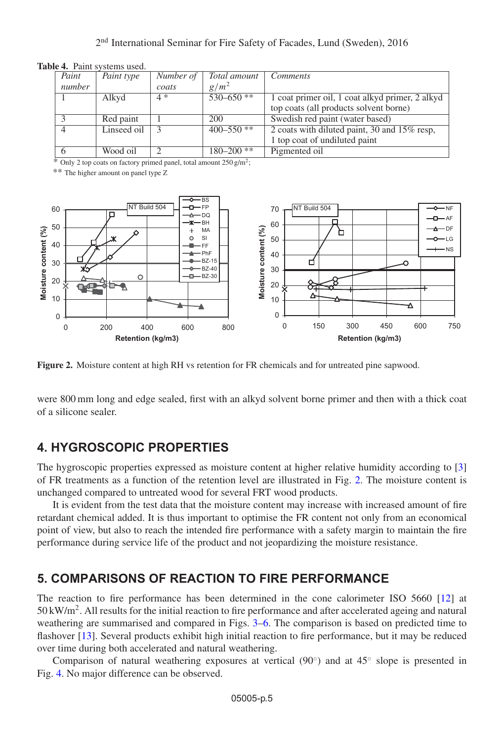**Table 4.** Paint systems used.

| *Paint number* | *Paint type* | *Number of coats* | *Total amount $g/m^2$* | *Comments* |
|---|---|---|---|---|
| 1 | Alkyd | 4 * | 530–650 ** | 1 coat primer oil, 1 coat alkyd primer, 2 alkyd top coats (all products solvent borne) |
| 3 | Red paint | 1 | 200 | Swedish red paint (water based) |
| 4 | Linseed oil | 3 | 400–550 ** | 2 coats with diluted paint, 30 and 15% resp, 1 top coat of undiluted paint |
| 6 | Wood oil | 2 | 180–200 ** | Pigmented oil |

\* Only 2 top coats on factory primed panel, total amount 250 $g/m^2$;

\*\* The higher amount on panel type Z

**Figure 2.** Moisture content at high RH vs retention for FR chemicals and for untreated pine sapwood.

were 800 mm long and edge sealed, first with an alkyd solvent borne primer and then with a thick coat of a silicone sealer.

## 4. HYGROSCOPIC PROPERTIES

The hygroscopic properties expressed as moisture content at higher relative humidity according to [3] of FR treatments as a function of the retention level are illustrated in Fig. 2. The moisture content is unchanged compared to untreated wood for several FRT wood products.

It is evident from the test data that the moisture content may increase with increased amount of fire retardant chemical added. It is thus important to optimise the FR content not only from an economical point of view, but also to reach the intended fire performance with a safety margin to maintain the fire performance during service life of the product and not jeopardizing the moisture resistance.

## 5. COMPARISONS OF REACTION TO FIRE PERFORMANCE

The reaction to fire performance has been determined in the cone calorimeter ISO 5660 [12] at 50 $kW/m^2$. All results for the initial reaction to fire performance and after accelerated ageing and natural weathering are summarised and compared in Figs. 3–6. The comparison is based on predicted time to flashover [13]. Several products exhibit high initial reaction to fire performance, but it may be reduced over time during both accelerated and natural weathering.

Comparison of natural weathering exposures at vertical (90°) and at 45° slope is presented in Fig. 4. No major difference can be observed.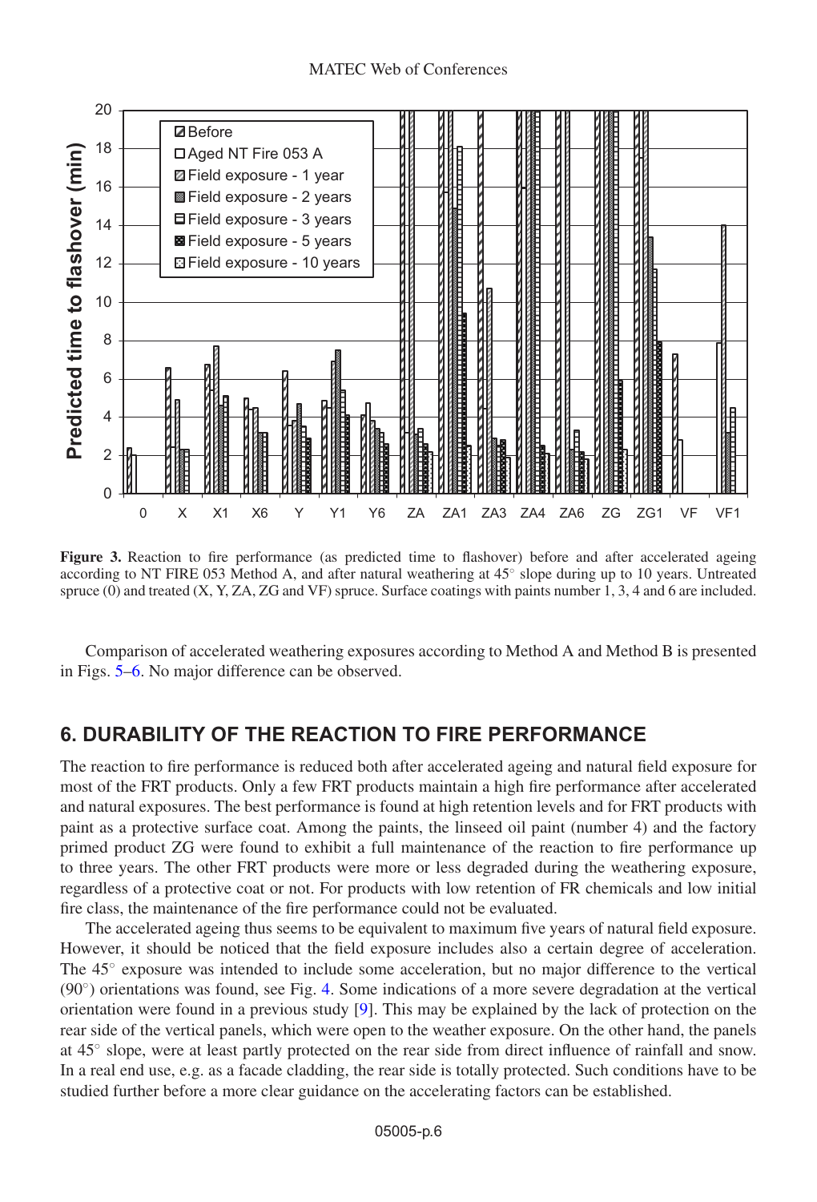**Figure 3.** Reaction to fire performance (as predicted time to flashover) before and after accelerated ageing according to NT FIRE 053 Method A, and after natural weathering at 45° slope during up to 10 years. Untreated spruce (0) and treated (X, Y, ZA, ZG and VF) spruce. Surface coatings with paints number 1, 3, 4 and 6 are included.

Comparison of accelerated weathering exposures according to Method A and Method B is presented in Figs. 5–6. No major difference can be observed.

## 6. DURABILITY OF THE REACTION TO FIRE PERFORMANCE

The reaction to fire performance is reduced both after accelerated ageing and natural field exposure for most of the FRT products. Only a few FRT products maintain a high fire performance after accelerated and natural exposures. The best performance is found at high retention levels and for FRT products with paint as a protective surface coat. Among the paints, the linseed oil paint (number 4) and the factory primed product ZG were found to exhibit a full maintenance of the reaction to fire performance up to three years. The other FRT products were more or less degraded during the weathering exposure, regardless of a protective coat or not. For products with low retention of FR chemicals and low initial fire class, the maintenance of the fire performance could not be evaluated.

The accelerated ageing thus seems to be equivalent to maximum five years of natural field exposure. However, it should be noticed that the field exposure includes also a certain degree of acceleration. The 45° exposure was intended to include some acceleration, but no major difference to the vertical (90°) orientations was found, see Fig. 4. Some indications of a more severe degradation at the vertical orientation were found in a previous study [9]. This may be explained by the lack of protection on the rear side of the vertical panels, which were open to the weather exposure. On the other hand, the panels at 45° slope, were at least partly protected on the rear side from direct influence of rainfall and snow. In a real end use, e.g. as a facade cladding, the rear side is totally protected. Such conditions have to be studied further before a more clear guidance on the accelerating factors can be established.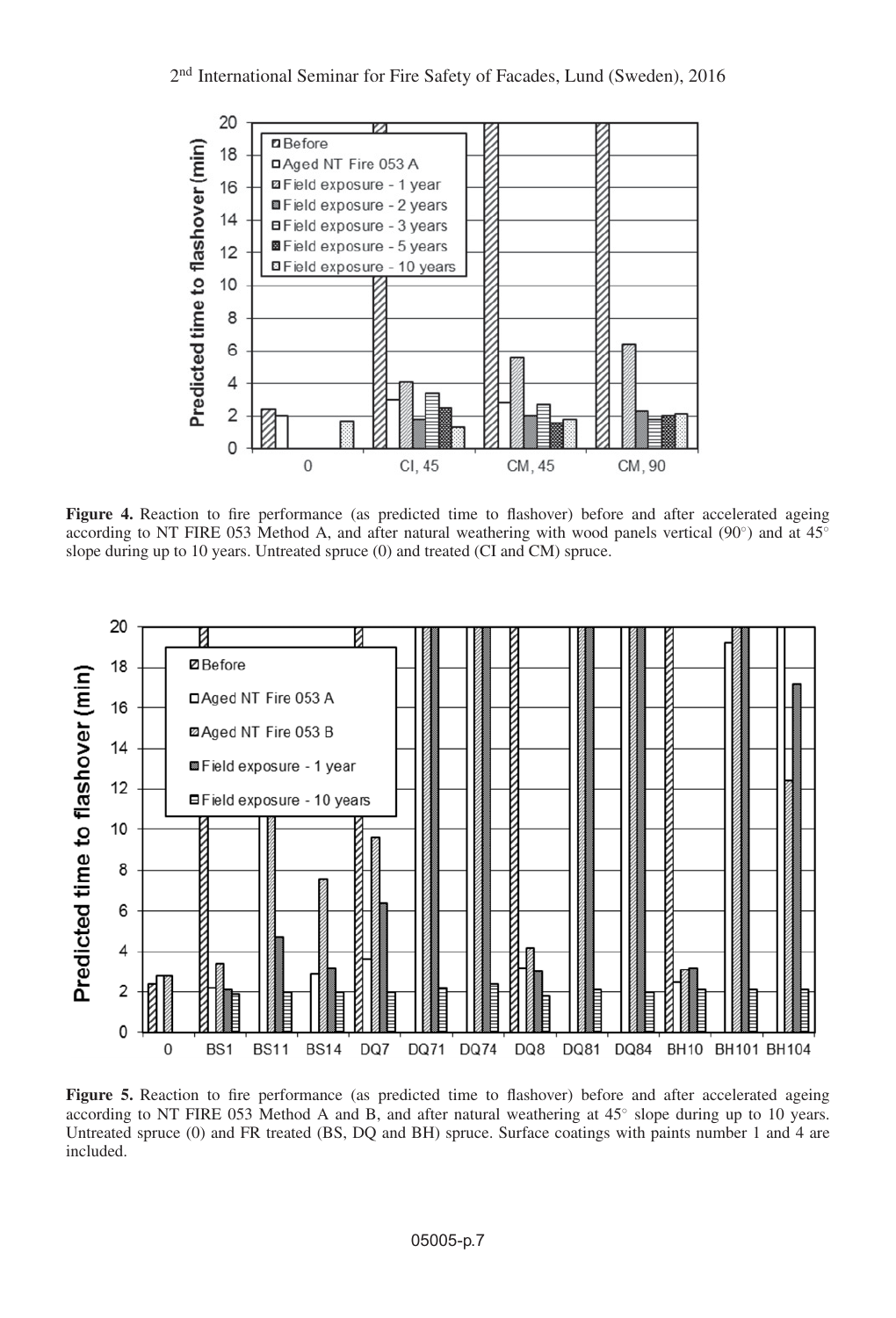**Figure 4.** Reaction to fire performance (as predicted time to flashover) before and after accelerated ageing according to NT FIRE 053 Method A, and after natural weathering with wood panels vertical (90°) and at 45° slope during up to 10 years. Untreated spruce (0) and treated (CI and CM) spruce.

**Figure 5.** Reaction to fire performance (as predicted time to flashover) before and after accelerated ageing according to NT FIRE 053 Method A and B, and after natural weathering at 45° slope during up to 10 years. Untreated spruce (0) and FR treated (BS, DQ and BH) spruce. Surface coatings with paints number 1 and 4 are included.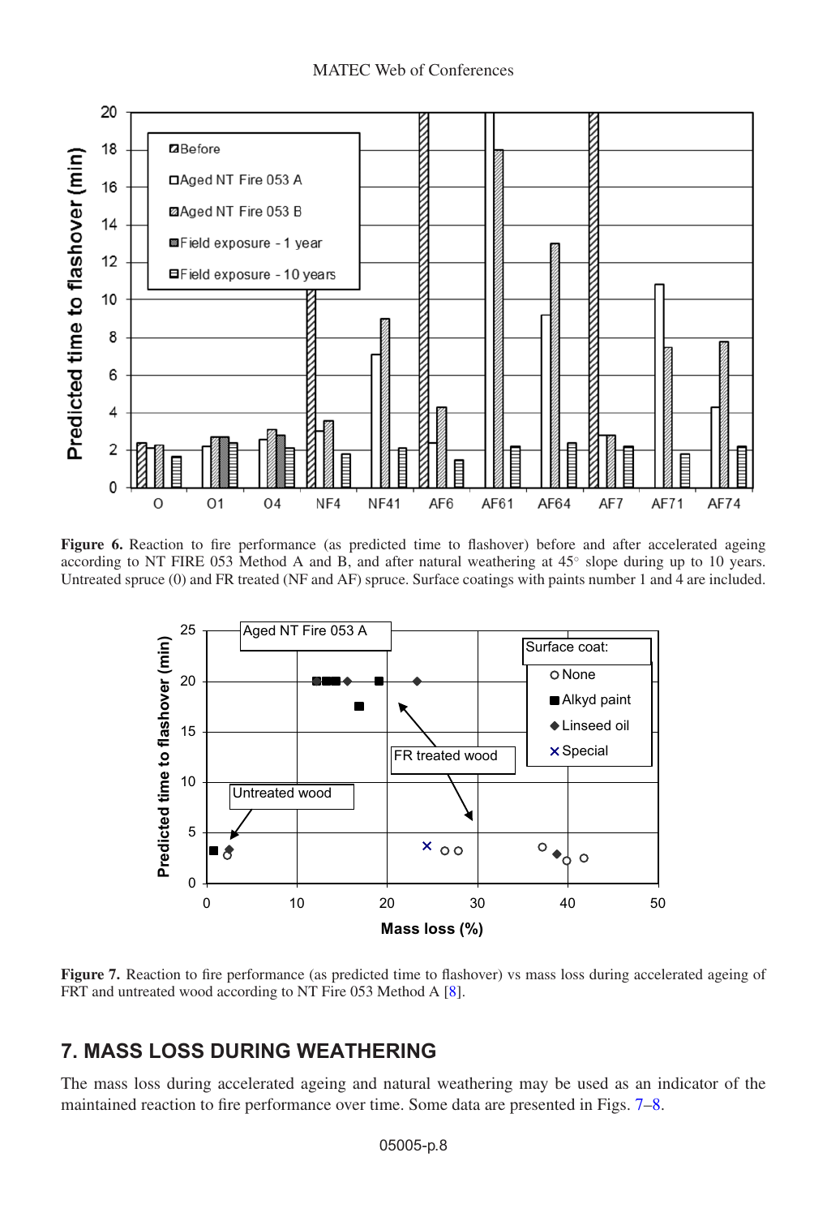**Figure 6.** Reaction to fire performance (as predicted time to flashover) before and after accelerated ageing according to NT FIRE 053 Method A and B, and after natural weathering at 45° slope during up to 10 years. Untreated spruce (0) and FR treated (NF and AF) spruce. Surface coatings with paints number 1 and 4 are included.

**Figure 7.** Reaction to fire performance (as predicted time to flashover) vs mass loss during accelerated ageing of FRT and untreated wood according to NT Fire 053 Method A [8].

## 7. MASS LOSS DURING WEATHERING

The mass loss during accelerated ageing and natural weathering may be used as an indicator of the maintained reaction to fire performance over time. Some data are presented in Figs. 7–8.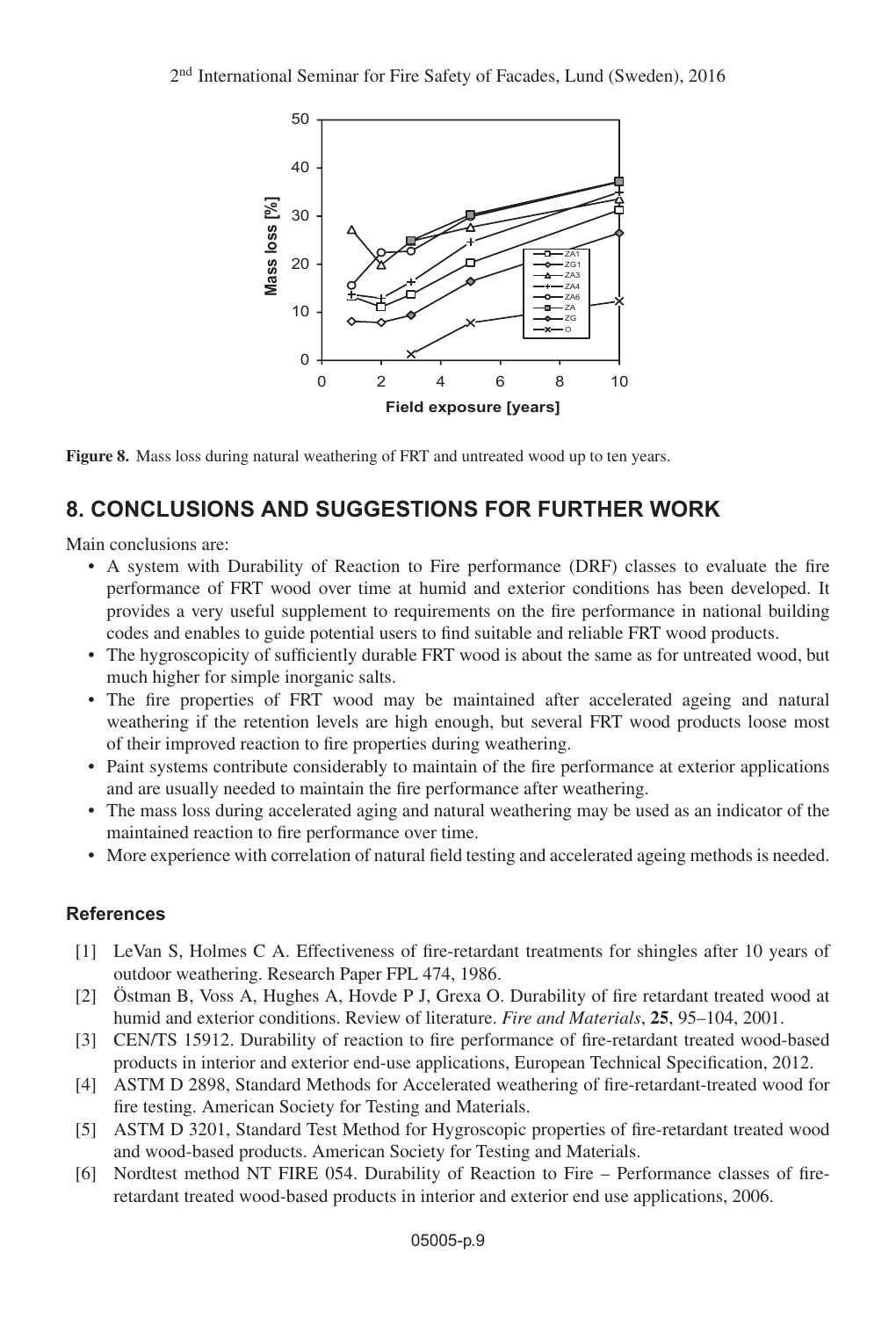Figure 8. Mass loss during natural weathering of FRT and untreated wood up to ten years.

## 8. CONCLUSIONS AND SUGGESTIONS FOR FURTHER WORK

Main conclusions are:

- A system with Durability of Reaction to Fire performance (DRF) classes to evaluate the fire performance of FRT wood over time at humid and exterior conditions has been developed. It provides a very useful supplement to requirements on the fire performance in national building codes and enables to guide potential users to find suitable and reliable FRT wood products.
- The hygroscopicity of sufficiently durable FRT wood is about the same as for untreated wood, but much higher for simple inorganic salts.
- The fire properties of FRT wood may be maintained after accelerated ageing and natural weathering if the retention levels are high enough, but several FRT wood products loose most of their improved reaction to fire properties during weathering.
- Paint systems contribute considerably to maintain of the fire performance at exterior applications and are usually needed to maintain the fire performance after weathering.
- The mass loss during accelerated aging and natural weathering may be used as an indicator of the maintained reaction to fire performance over time.
- More experience with correlation of natural field testing and accelerated ageing methods is needed.

### References

[1] LeVan S, Holmes C A. Effectiveness of fire-retardant treatments for shingles after 10 years of outdoor weathering. Research Paper FPL 474, 1986.

[2] Östman B, Voss A, Hughes A, Hovde P J, Grexa O. Durability of fire retardant treated wood at humid and exterior conditions. Review of literature. *Fire and Materials*, **25**, 95–104, 2001.

[3] CEN/TS 15912. Durability of reaction to fire performance of fire-retardant treated wood-based products in interior and exterior end-use applications, European Technical Specification, 2012.

[4] ASTM D 2898, Standard Methods for Accelerated weathering of fire-retardant-treated wood for fire testing. American Society for Testing and Materials.

[5] ASTM D 3201, Standard Test Method for Hygroscopic properties of fire-retardant treated wood and wood-based products. American Society for Testing and Materials.

[6] Nordtest method NT FIRE 054. Durability of Reaction to Fire – Performance classes of fire-retardant treated wood-based products in interior and exterior end use applications, 2006.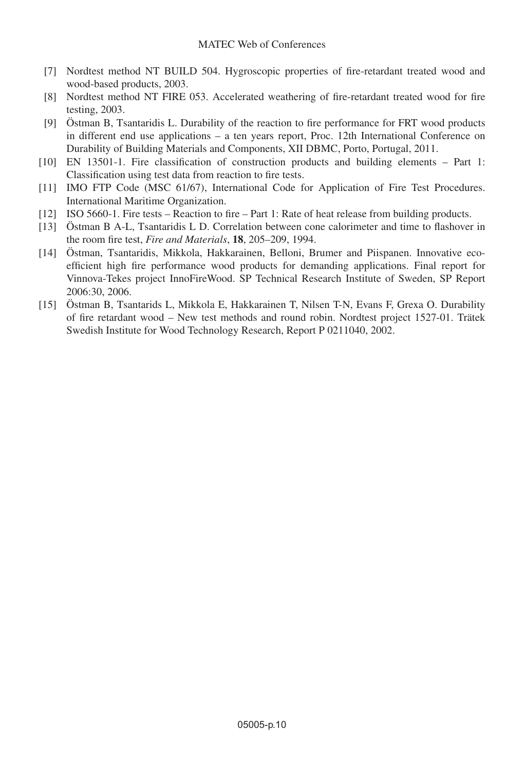[7] Nordtest method NT BUILD 504. Hygroscopic properties of fire-retardant treated wood and wood-based products, 2003.

[8] Nordtest method NT FIRE 053. Accelerated weathering of fire-retardant treated wood for fire testing, 2003.

[9] Östman B, Tsantaridis L. Durability of the reaction to fire performance for FRT wood products in different end use applications – a ten years report, Proc. 12th International Conference on Durability of Building Materials and Components, XII DBMC, Porto, Portugal, 2011.

[10] EN 13501-1. Fire classification of construction products and building elements – Part 1: Classification using test data from reaction to fire tests.

[11] IMO FTP Code (MSC 61/67), International Code for Application of Fire Test Procedures. International Maritime Organization.

[12] ISO 5660-1. Fire tests – Reaction to fire – Part 1: Rate of heat release from building products.

[13] Östman B A-L, Tsantaridis L D. Correlation between cone calorimeter and time to flashover in the room fire test, *Fire and Materials*, **18**, 205–209, 1994.

[14] Östman, Tsantaridis, Mikkola, Hakkarainen, Belloni, Brumer and Piispanen. Innovative eco-efficient high fire performance wood products for demanding applications. Final report for Vinnova-Tekes project InnoFireWood. SP Technical Research Institute of Sweden, SP Report 2006:30, 2006.

[15] Östman B, Tsantarids L, Mikkola E, Hakkarainen T, Nilsen T-N, Evans F, Grexa O. Durability of fire retardant wood – New test methods and round robin. Nordtest project 1527-01. Trätek Swedish Institute for Wood Technology Research, Report P 0211040, 2002.